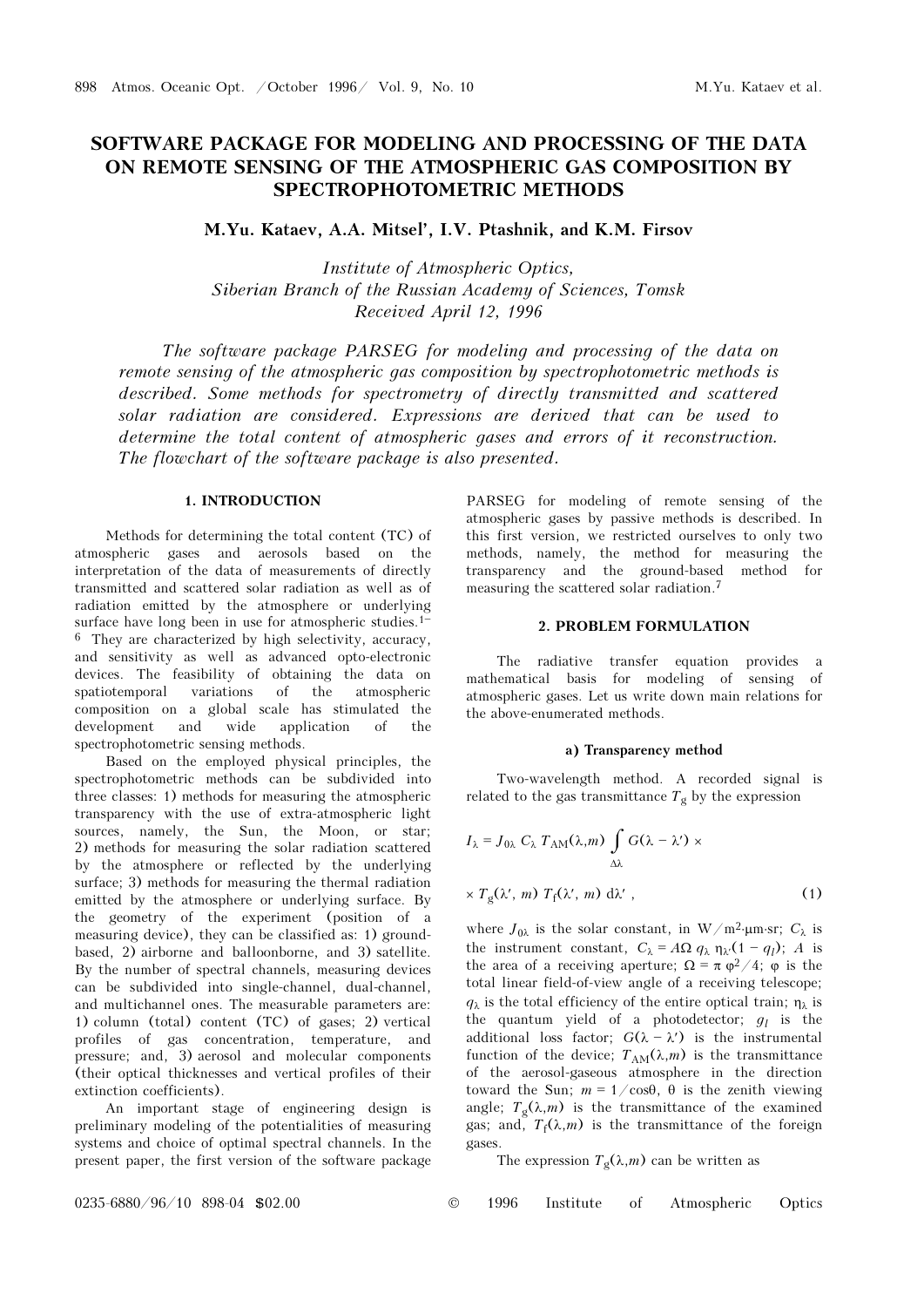# SOFTWARE PACKAGE FOR MODELING AND PROCESSING OF THE DATA ON REMOTE SENSING OF THE ATMOSPHERIC GAS COMPOSITION BY SPECTROPHOTOMETRIC METHODS

**M.Yu. Kataev, A.A. Mitsel', I.V. Ptashnik, and K.M. Firsov**

*Institute of Atmospheric Optics,*
*Siberian Branch of the Russian Academy of Sciences, Tomsk*
*Received April 12, 1996*

*The software package PARSEG for modeling and processing of the data on remote sensing of the atmospheric gas composition by spectrophotometric methods is described. Some methods for spectrometry of directly transmitted and scattered solar radiation are considered. Expressions are derived that can be used to determine the total content of atmospheric gases and errors of it reconstruction. The flowchart of the software package is also presented.*

## 1. INTRODUCTION

Methods for determining the total content (TC) of atmospheric gases and aerosols based on the interpretation of the data of measurements of directly transmitted and scattered solar radiation as well as of radiation emitted by the atmosphere or underlying surface have long been in use for atmospheric studies.[1–6] They are characterized by high selectivity, accuracy, and sensitivity as well as advanced opto-electronic devices. The feasibility of obtaining the data on spatiotemporal variations of the atmospheric composition on a global scale has stimulated the development and wide application of the spectrophotometric sensing methods.

Based on the employed physical principles, the spectrophotometric methods can be subdivided into three classes: 1) methods for measuring the atmospheric transparency with the use of extra-atmospheric light sources, namely, the Sun, the Moon, or star; 2) methods for measuring the solar radiation scattered by the atmosphere or reflected by the underlying surface; 3) methods for measuring the thermal radiation emitted by the atmosphere or underlying surface. By the geometry of the experiment (position of a measuring device), they can be classified as: 1) ground-based, 2) airborne and balloonborne, and 3) satellite. By the number of spectral channels, measuring devices can be subdivided into single-channel, dual-channel, and multichannel ones. The measurable parameters are: 1) column (total) content (TC) of gases; 2) vertical profiles of gas concentration, temperature, and pressure; and, 3) aerosol and molecular components (their optical thicknesses and vertical profiles of their extinction coefficients).

An important stage of engineering design is preliminary modeling of the potentialities of measuring systems and choice of optimal spectral channels. In the present paper, the first version of the software package PARSEG for modeling of remote sensing of the atmospheric gases by passive methods is described. In this first version, we restricted ourselves to only two methods, namely, the method for measuring the transparency and the ground-based method for measuring the scattered solar radiation.[7]

## 2. PROBLEM FORMULATION

The radiative transfer equation provides a mathematical basis for modeling of sensing of atmospheric gases. Let us write down main relations for the above-enumerated methods.

### a) Transparency method

Two-wavelength method. A recorded signal is related to the gas transmittance $T_g$ by the expression

$$I_\lambda = J_{0\lambda}\, C_\lambda\, T_{AM}(\lambda,m) \int\limits_{\Delta\lambda} G(\lambda - \lambda') \times$$

$$\times\, T_g(\lambda', m)\, T_f(\lambda', m)\, d\lambda' , \qquad (1)$$

where $J_{0\lambda}$ is the solar constant, in $W/m^2 \cdot \mu m \cdot sr$; $C_\lambda$ is the instrument constant, $C_\lambda = A\Omega\, q_\lambda\, \eta_\lambda \cdot (1 - q_l)$; $A$ is the area of a receiving aperture; $\Omega = \pi\, \varphi^2/4$; $\varphi$ is the total linear field-of-view angle of a receiving telescope; $q_\lambda$ is the total efficiency of the entire optical train; $\eta_\lambda$ is the quantum yield of a photodetector; $g_l$ is the additional loss factor; $G(\lambda - \lambda')$ is the instrumental function of the device; $T_{AM}(\lambda,m)$ is the transmittance of the aerosol-gaseous atmosphere in the direction toward the Sun; $m = 1/\cos\theta$, $\theta$ is the zenith viewing angle; $T_g(\lambda,m)$ is the transmittance of the examined gas; and, $T_f(\lambda,m)$ is the transmittance of the foreign gases.

The expression $T_g(\lambda,m)$ can be written as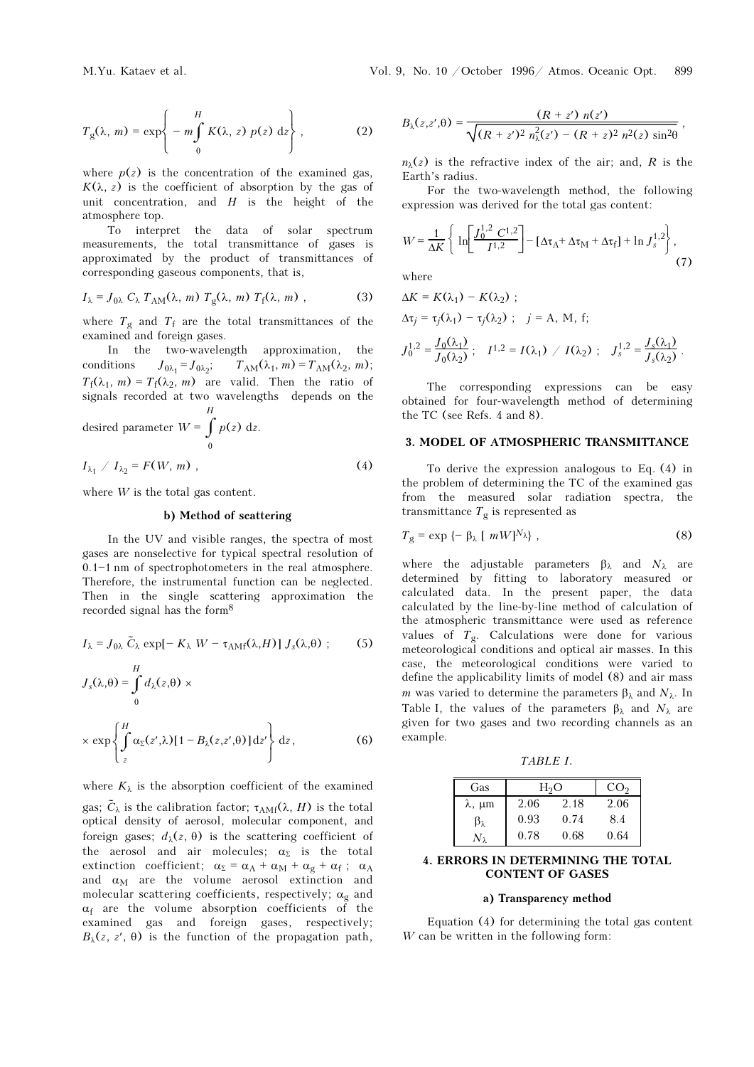$$T_g(\lambda, m) = \exp\left\{ - m \int_0^H K(\lambda, z)\, p(z)\, dz \right\} , \qquad (2)$$

where $p(z)$ is the concentration of the examined gas, $K(\lambda, z)$ is the coefficient of absorption by the gas of unit concentration, and $H$ is the height of the atmosphere top.

To interpret the data of solar spectrum measurements, the total transmittance of gases is approximated by the product of transmittances of corresponding gaseous components, that is,

$$I_\lambda = J_{0\lambda}\, C_\lambda\, T_{AM}(\lambda, m)\, T_g(\lambda, m)\, T_f(\lambda, m) , \qquad (3)$$

where $T_g$ and $T_f$ are the total transmittances of the examined and foreign gases.

In the two-wavelength approximation, the conditions $J_{0\lambda_1} = J_{0\lambda_2}$; $T_{AM}(\lambda_1, m) = T_{AM}(\lambda_2, m)$; $T_f(\lambda_1, m) = T_f(\lambda_2, m)$ are valid. Then the ratio of signals recorded at two wavelengths depends on the desired parameter $W = \int_0^H p(z)\, dz$.

$$I_{\lambda_1} / I_{\lambda_2} = F(W, m) , \qquad (4)$$

where $W$ is the total gas content.

### b) Method of scattering

In the UV and visible ranges, the spectra of most gases are nonselective for typical spectral resolution of 0.1–1 nm of spectrophotometers in the real atmosphere. Therefore, the instrumental function can be neglected. Then in the single scattering approximation the recorded signal has the form[8]

$$I_\lambda = J_{0\lambda}\, \tilde{C}_\lambda \exp[- K_\lambda W - \tau_{AMf}(\lambda, H)]\, J_s(\lambda, \theta) ; \qquad (5)$$

$$J_s(\lambda, \theta) = \int_0^H d_\lambda(z, \theta) \times$$

$$\times \exp\left\{ \int_z^H \alpha_\Sigma(z', \lambda)[1 - B_\lambda(z, z', \theta)]\, dz' \right\} dz , \qquad (6)$$

where $K_\lambda$ is the absorption coefficient of the examined gas; $\tilde{C}_\lambda$ is the calibration factor; $\tau_{AMf}(\lambda, H)$ is the total optical density of aerosol, molecular component, and foreign gases; $d_\lambda(z, \theta)$ is the scattering coefficient of the aerosol and air molecules; $\alpha_\Sigma$ is the total extinction coefficient; $\alpha_\Sigma = \alpha_A + \alpha_M + \alpha_g + \alpha_f$ ; $\alpha_A$ and $\alpha_M$ are the volume aerosol extinction and molecular scattering coefficients, respectively; $\alpha_g$ and $\alpha_f$ are the volume absorption coefficients of the examined gas and foreign gases, respectively; $B_\lambda(z, z', \theta)$ is the function of the propagation path,

$$B_\lambda(z, z', \theta) = \frac{(R + z')\, n(z')}{\sqrt{(R + z')^2\, n_\lambda^2(z') - (R + z)^2\, n^2(z) \sin^2\theta}} ,$$

$n_\lambda(z)$ is the refractive index of the air; and, $R$ is the Earth's radius.

For the two-wavelength method, the following expression was derived for the total gas content:

$$W = \frac{1}{\Delta K} \left\{ \ln\left[ \frac{J_0^{1,2}\, C^{1,2}}{I^{1,2}} \right] - [\Delta\tau_A + \Delta\tau_M + \Delta\tau_f] + \ln J_s^{1,2} \right\} , \qquad (7)$$

where

$$\Delta K = K(\lambda_1) - K(\lambda_2) ;$$

$$\Delta\tau_j = \tau_j(\lambda_1) - \tau_j(\lambda_2) ; \quad j = \text{A, M, f};$$

$$J_0^{1,2} = \frac{J_0(\lambda_1)}{J_0(\lambda_2)} ; \quad I^{1,2} = I(\lambda_1) / I(\lambda_2) ; \quad J_s^{1,2} = \frac{J_s(\lambda_1)}{J_s(\lambda_2)} .$$

The corresponding expressions can be easy obtained for four-wavelength method of determining the TC (see Refs. 4 and 8).

## 3. MODEL OF ATMOSPHERIC TRANSMITTANCE

To derive the expression analogous to Eq. (4) in the problem of determining the TC of the examined gas from the measured solar radiation spectra, the transmittance $T_g$ is represented as

$$T_g = \exp\{- \beta_\lambda [\, mW]^{N_\lambda}\} , \qquad (8)$$

where the adjustable parameters $\beta_\lambda$ and $N_\lambda$ are determined by fitting to laboratory measured or calculated data. In the present paper, the data calculated by the line-by-line method of calculation of the atmospheric transmittance were used as reference values of $T_g$. Calculations were done for various meteorological conditions and optical air masses. In this case, the meteorological conditions were varied to define the applicability limits of model (8) and air mass $m$ was varied to determine the parameters $\beta_\lambda$ and $N_\lambda$. In Table I, the values of the parameters $\beta_\lambda$ and $N_\lambda$ are given for two gases and two recording channels as an example.

*TABLE I.*

| Gas | $H_2O$ | | $CO_2$ |
|---|---|---|---|
| $\lambda$, μm | 2.06 | 2.18 | 2.06 |
| $\beta_\lambda$ | 0.93 | 0.74 | 8.4 |
| $N_\lambda$ | 0.78 | 0.68 | 0.64 |

## 4. ERRORS IN DETERMINING THE TOTAL CONTENT OF GASES

### a) Transparency method

Equation (4) for determining the total gas content $W$ can be written in the following form: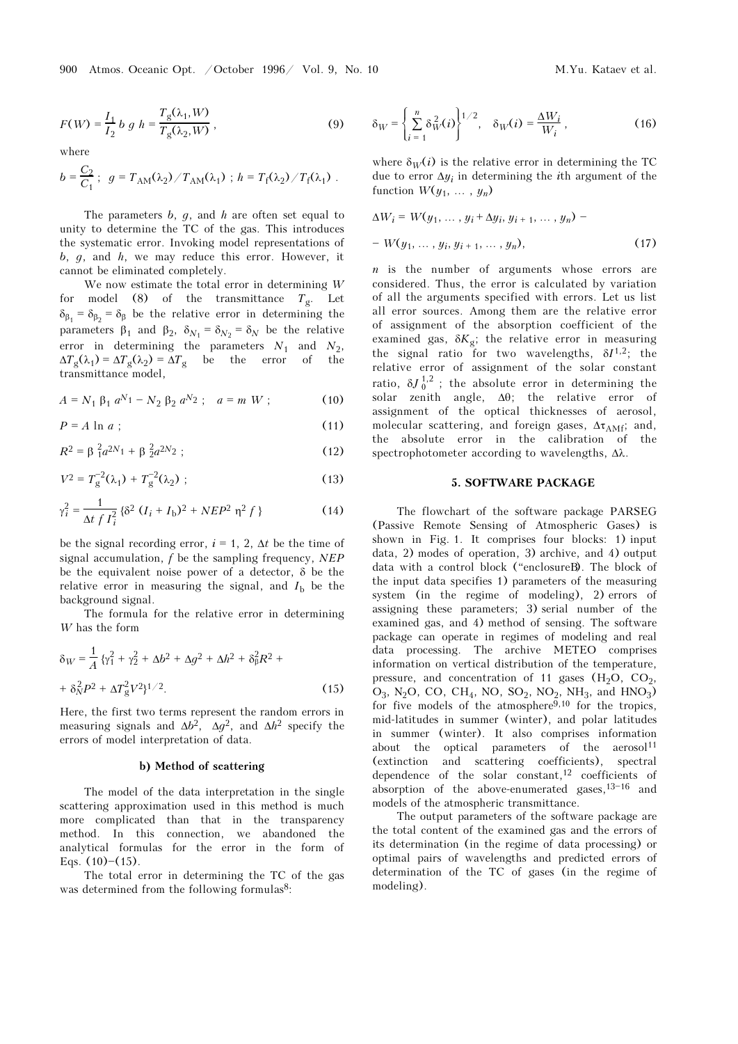$$F(W) = \frac{I_1}{I_2}\, b\, g\, h = \frac{T_g(\lambda_1, W)}{T_g(\lambda_2, W)}\,, \tag{9}$$

where

$$b = \frac{C_2}{C_1}\,;\;\; g = T_{AM}(\lambda_2)/T_{AM}(\lambda_1)\,;\; h = T_f(\lambda_2)/T_f(\lambda_1)\,.$$

The parameters $b$, $g$, and $h$ are often set equal to unity to determine the TC of the gas. This introduces the systematic error. Invoking model representations of $b$, $g$, and $h$, we may reduce this error. However, it cannot be eliminated completely.

We now estimate the total error in determining $W$ for model (8) of the transmittance $T_g$. Let $\delta_{\beta_1} = \delta_{\beta_2} = \delta_\beta$ be the relative error in determining the parameters $\beta_1$ and $\beta_2$, $\delta_{N_1} = \delta_{N_2} = \delta_N$ be the relative error in determining the parameters $N_1$ and $N_2$, $\Delta T_g(\lambda_1) = \Delta T_g(\lambda_2) = \Delta T_g$ be the error of the transmittance model,

$$A = N_1\, \beta_1\, a^{N_1} - N_2\, \beta_2\, a^{N_2}\,;\quad a = m\; W\,; \tag{10}$$

$$P = A \ln a\,; \tag{11}$$

$$R^2 = \beta_1^2 a^{2N_1} + \beta_2^2 a^{2N_2}\,; \tag{12}$$

$$V^2 = T_g^{-2}(\lambda_1) + T_g^{-2}(\lambda_2)\,; \tag{13}$$

$$\gamma_i^2 = \frac{1}{\Delta t\, f\, I_i^2}\, \{\delta^2\, (I_i + I_b)^2 + NEP^2\, \eta^2\, f\} \tag{14}$$

be the signal recording error, $i = 1, 2$, $\Delta t$ be the time of signal accumulation, $f$ be the sampling frequency, $NEP$ be the equivalent noise power of a detector, $\delta$ be the relative error in measuring the signal, and $I_b$ be the background signal.

The formula for the relative error in determining $W$ has the form

$$\delta_W = \frac{1}{A}\, \{\gamma_1^2 + \gamma_2^2 + \Delta b^2 + \Delta g^2 + \Delta h^2 + \delta_\beta^2 R^2 + \delta_N^2 P^2 + \Delta T_g^2 V^2\}^{1/2}. \tag{15}$$

Here, the first two terms represent the random errors in measuring signals and $\Delta b^2$, $\Delta g^2$, and $\Delta h^2$ specify the errors of model interpretation of data.

### b) Method of scattering

The model of the data interpretation in the single scattering approximation used in this method is much more complicated than that in the transparency method. In this connection, we abandoned the analytical formulas for the error in the form of Eqs. (10)–(15).

The total error in determining the TC of the gas was determined from the following formulas[8]:

$$\delta_W = \left\{ \sum_{i=1}^{n} \delta_W^2(i) \right\}^{1/2}, \quad \delta_W(i) = \frac{\Delta W_i}{W_i}\,, \tag{16}$$

where $\delta_W(i)$ is the relative error in determining the TC due to error $\Delta y_i$ in determining the $i$th argument of the function $W(y_1, \ldots, y_n)$

$$\Delta W_i = W(y_1, \ldots, y_i + \Delta y_i, y_{i+1}, \ldots, y_n) - W(y_1, \ldots, y_i, y_{i+1}, \ldots, y_n), \tag{17}$$

$n$ is the number of arguments whose errors are considered. Thus, the error is calculated by variation of all the arguments specified with errors. Let us list all error sources. Among them are the relative error of assignment of the absorption coefficient of the examined gas, $\delta K_g$; the relative error in measuring the signal ratio for two wavelengths, $\delta I^{1,2}$; the relative error of assignment of the solar constant ratio, $\delta J_0^{1,2}$; the absolute error in determining the solar zenith angle, $\Delta\theta$; the relative error of assignment of the optical thicknesses of aerosol, molecular scattering, and foreign gases, $\Delta\tau_{AMf}$; and, the absolute error in the calibration of the spectrophotometer according to wavelengths, $\Delta\lambda$.

## 5. SOFTWARE PACKAGE

The flowchart of the software package PARSEG (Passive Remote Sensing of Atmospheric Gases) is shown in Fig. 1. It comprises four blocks: 1) input data, 2) modes of operation, 3) archive, and 4) output data with a control block ("enclosure"). The block of the input data specifies 1) parameters of the measuring system (in the regime of modeling), 2) errors of assigning these parameters; 3) serial number of the examined gas, and 4) method of sensing. The software package can operate in regimes of modeling and real data processing. The archive METEO comprises information on vertical distribution of the temperature, pressure, and concentration of 11 gases ($H_2O$, $CO_2$, $O_3$, $N_2O$, CO, $CH_4$, NO, $SO_2$, $NO_2$, $NH_3$, and $HNO_3$) for five models of the atmosphere[9,10] for the tropics, mid-latitudes in summer (winter), and polar latitudes in summer (winter). It also comprises information about the optical parameters of the aerosol[11] (extinction and scattering coefficients), spectral dependence of the solar constant,[12] coefficients of absorption of the above-enumerated gases,[13–16] and models of the atmospheric transmittance.

The output parameters of the software package are the total content of the examined gas and the errors of its determination (in the regime of data processing) or optimal pairs of wavelengths and predicted errors of determination of the TC of gases (in the regime of modeling).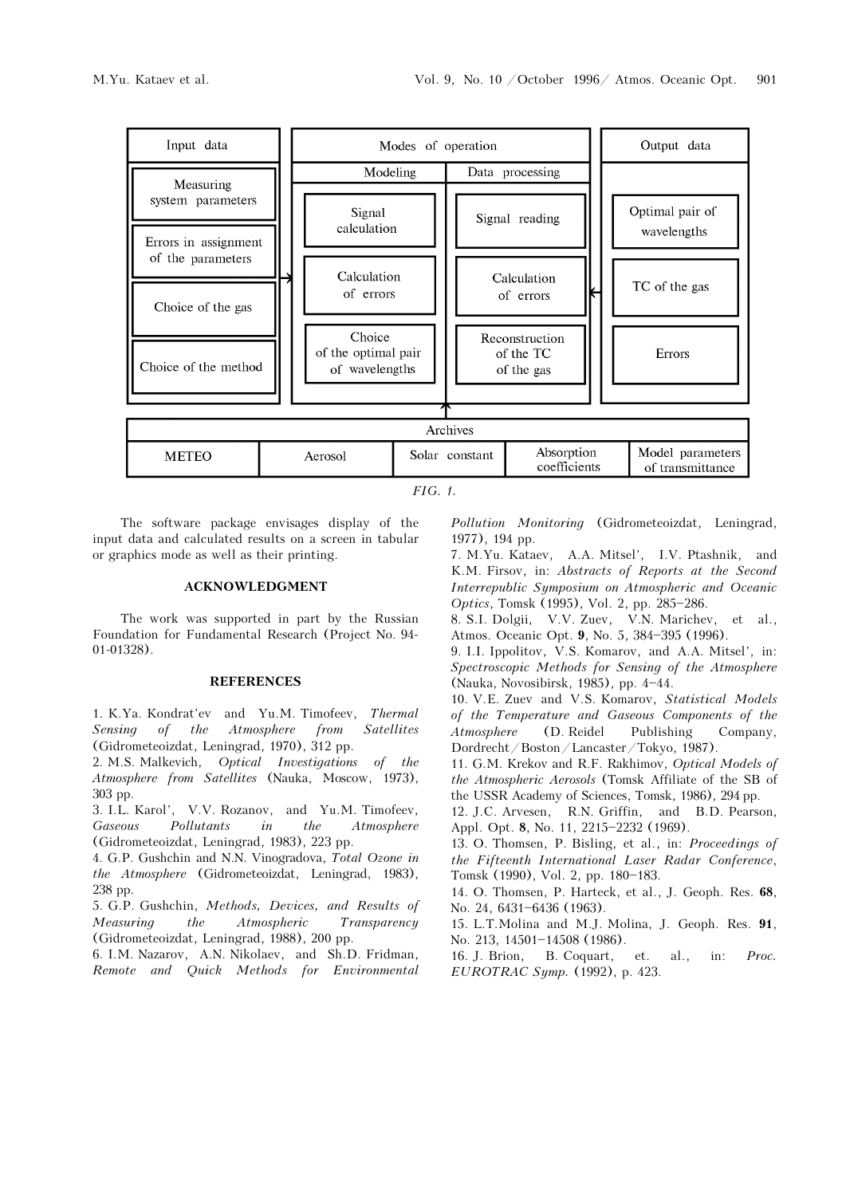Input data

Measuring system parameters

Errors in assignment of the parameters

Choice of the gas

Choice of the method

Modes of operation

Modeling

Signal calculation

Calculation of errors

Choice of the optimal pair of wavelengths

Data processing

Signal reading

Calculation of errors

Reconstruction of the TC of the gas

Output data

Optimal pair of wavelengths

TC of the gas

Errors

Archives

METEO

Aerosol

Solar constant

Absorption coefficients

Model parameters of transmittance

*FIG. 1.*

The software package envisages display of the input data and calculated results on a screen in tabular or graphics mode as well as their printing.

## ACKNOWLEDGMENT

The work was supported in part by the Russian Foundation for Fundamental Research (Project No. 94-01-01328).

## REFERENCES

1. K.Ya. Kondrat'ev and Yu.M. Timofeev, *Thermal Sensing of the Atmosphere from Satellites* (Gidrometeoizdat, Leningrad, 1970), 312 pp.
2. M.S. Malkevich, *Optical Investigations of the Atmosphere from Satellites* (Nauka, Moscow, 1973), 303 pp.
3. I.L. Karol', V.V. Rozanov, and Yu.M. Timofeev, *Gaseous Pollutants in the Atmosphere* (Gidrometeoizdat, Leningrad, 1983), 223 pp.
4. G.P. Gushchin and N.N. Vinogradova, *Total Ozone in the Atmosphere* (Gidrometeoizdat, Leningrad, 1983), 238 pp.
5. G.P. Gushchin, *Methods, Devices, and Results of Measuring the Atmospheric Transparency* (Gidrometeoizdat, Leningrad, 1988), 200 pp.
6. I.M. Nazarov, A.N. Nikolaev, and Sh.D. Fridman, *Remote and Quick Methods for Environmental Pollution Monitoring* (Gidrometeoizdat, Leningrad, 1977), 194 pp.
7. M.Yu. Kataev, A.A. Mitsel', I.V. Ptashnik, and K.M. Firsov, in: *Abstracts of Reports at the Second Interrepublic Symposium on Atmospheric and Oceanic Optics*, Tomsk (1995), Vol. 2, pp. 285–286.
8. S.I. Dolgii, V.V. Zuev, V.N. Marichev, et al., Atmos. Oceanic Opt. **9**, No. 5, 384–395 (1996).
9. I.I. Ippolitov, V.S. Komarov, and A.A. Mitsel', in: *Spectroscopic Methods for Sensing of the Atmosphere* (Nauka, Novosibirsk, 1985), pp. 4–44.
10. V.E. Zuev and V.S. Komarov, *Statistical Models of the Temperature and Gaseous Components of the Atmosphere* (D. Reidel Publishing Company, Dordrecht/Boston/Lancaster/Tokyo, 1987).
11. G.M. Krekov and R.F. Rakhimov, *Optical Models of the Atmospheric Aerosols* (Tomsk Affiliate of the SB of the USSR Academy of Sciences, Tomsk, 1986), 294 pp.
12. J.C. Arvesen, R.N. Griffin, and B.D. Pearson, Appl. Opt. **8**, No. 11, 2215–2232 (1969).
13. O. Thomsen, P. Bisling, et al., in: *Proceedings of the Fifteenth International Laser Radar Conference*, Tomsk (1990), Vol. 2, pp. 180–183.
14. O. Thomsen, P. Harteck, et al., J. Geoph. Res. **68**, No. 24, 6431–6436 (1963).
15. L.T.Molina and M.J. Molina, J. Geoph. Res. **91**, No. 213, 14501–14508 (1986).
16. J. Brion, B. Coquart, et. al., in: *Proc. EUROTRAC Symp.* (1992), p. 423.